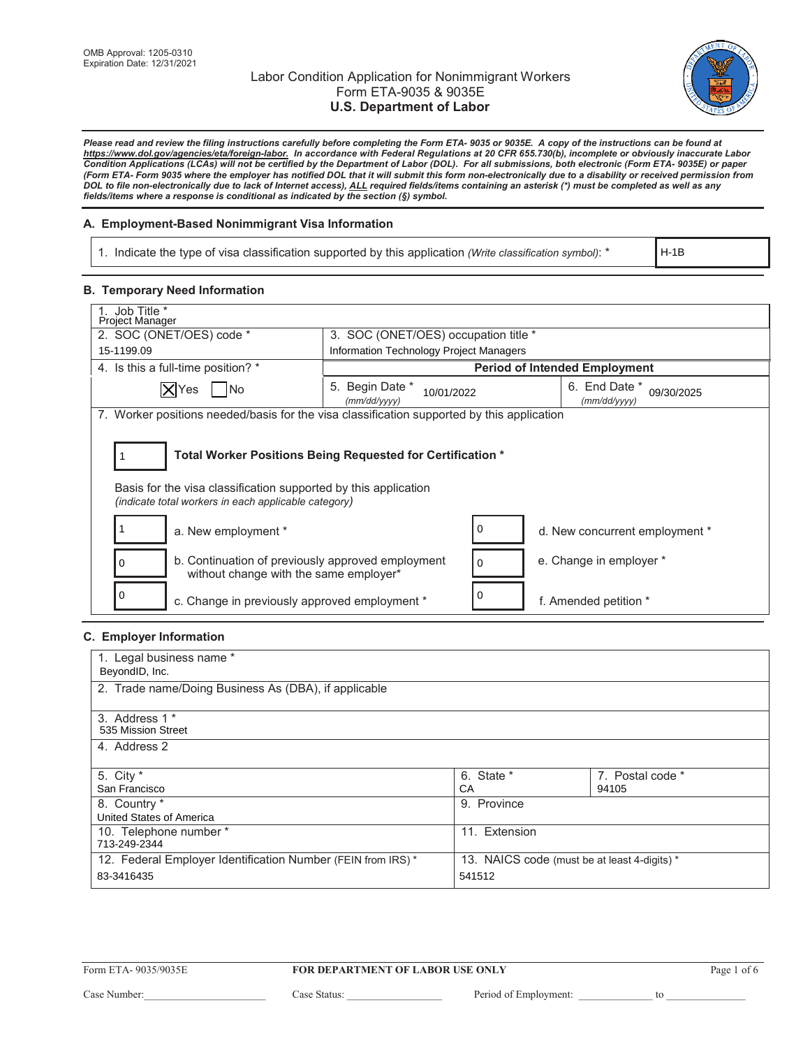OMB Approval: 1205-0310
Expiration Date: 12/31/2021

# Labor Condition Application for Nonimmigrant Workers
## Form ETA-9035 & 9035E
## U.S. Department of Labor

***Please read and review the filing instructions carefully before completing the Form ETA- 9035 or 9035E. A copy of the instructions can be found at https://www.dol.gov/agencies/eta/foreign-labor. In accordance with Federal Regulations at 20 CFR 655.730(b), incomplete or obviously inaccurate Labor Condition Applications (LCAs) will not be certified by the Department of Labor (DOL). For all submissions, both electronic (Form ETA- 9035E) or paper (Form ETA- Form 9035 where the employer has notified DOL that it will submit this form non-electronically due to a disability or received permission from DOL to file non-electronically due to lack of Internet access), ALL required fields/items containing an asterisk (*) must be completed as well as any fields/items where a response is conditional as indicated by the section (§) symbol.***

### A. Employment-Based Nonimmigrant Visa Information

| 1. Indicate the type of visa classification supported by this application *(Write classification symbol)*: * | H-1B |
|---|---|

### B. Temporary Need Information

| 1. Job Title * | | |
|---|---|---|
| Project Manager | | |
| 2. SOC (ONET/OES) code * | 3. SOC (ONET/OES) occupation title * | |
| 15-1199.09 | Information Technology Project Managers | |
| 4. Is this a full-time position? * | **Period of Intended Employment** | |
| [X] Yes [ ] No | 5. Begin Date * *(mm/dd/yyyy)* 10/01/2022 | 6. End Date * *(mm/dd/yyyy)* 09/30/2025 |

7. Worker positions needed/basis for the visa classification supported by this application

| 1 | **Total Worker Positions Being Requested for Certification *** |
|---|---|

Basis for the visa classification supported by this application
*(indicate total workers in each applicable category)*

| Count | Category | Count | Category |
|---|---|---|---|
| 1 | a. New employment * | 0 | d. New concurrent employment * |
| 0 | b. Continuation of previously approved employment without change with the same employer* | 0 | e. Change in employer * |
| 0 | c. Change in previously approved employment * | 0 | f. Amended petition * |

### C. Employer Information

| 1. Legal business name * | | |
|---|---|---|
| BeyondID, Inc. | | |
| 2. Trade name/Doing Business As (DBA), if applicable | | |
| | | |
| 3. Address 1 * | | |
| 535 Mission Street | | |
| 4. Address 2 | | |
| | | |
| 5. City * | 6. State * | 7. Postal code * |
| San Francisco | CA | 94105 |
| 8. Country * | 9. Province | |
| United States of America | | |
| 10. Telephone number * | 11. Extension | |
| 713-249-2344 | | |
| 12. Federal Employer Identification Number (FEIN from IRS) * | 13. NAICS code (must be at least 4-digits) * | |
| 83-3416435 | 541512 | |

Form ETA- 9035/9035E — **FOR DEPARTMENT OF LABOR USE ONLY**

Case Number:\_\_\_\_\_\_\_\_\_\_ Case Status: \_\_\_\_\_\_\_\_\_\_ Period of Employment: \_\_\_\_\_\_\_\_\_\_ to \_\_\_\_\_\_\_\_\_\_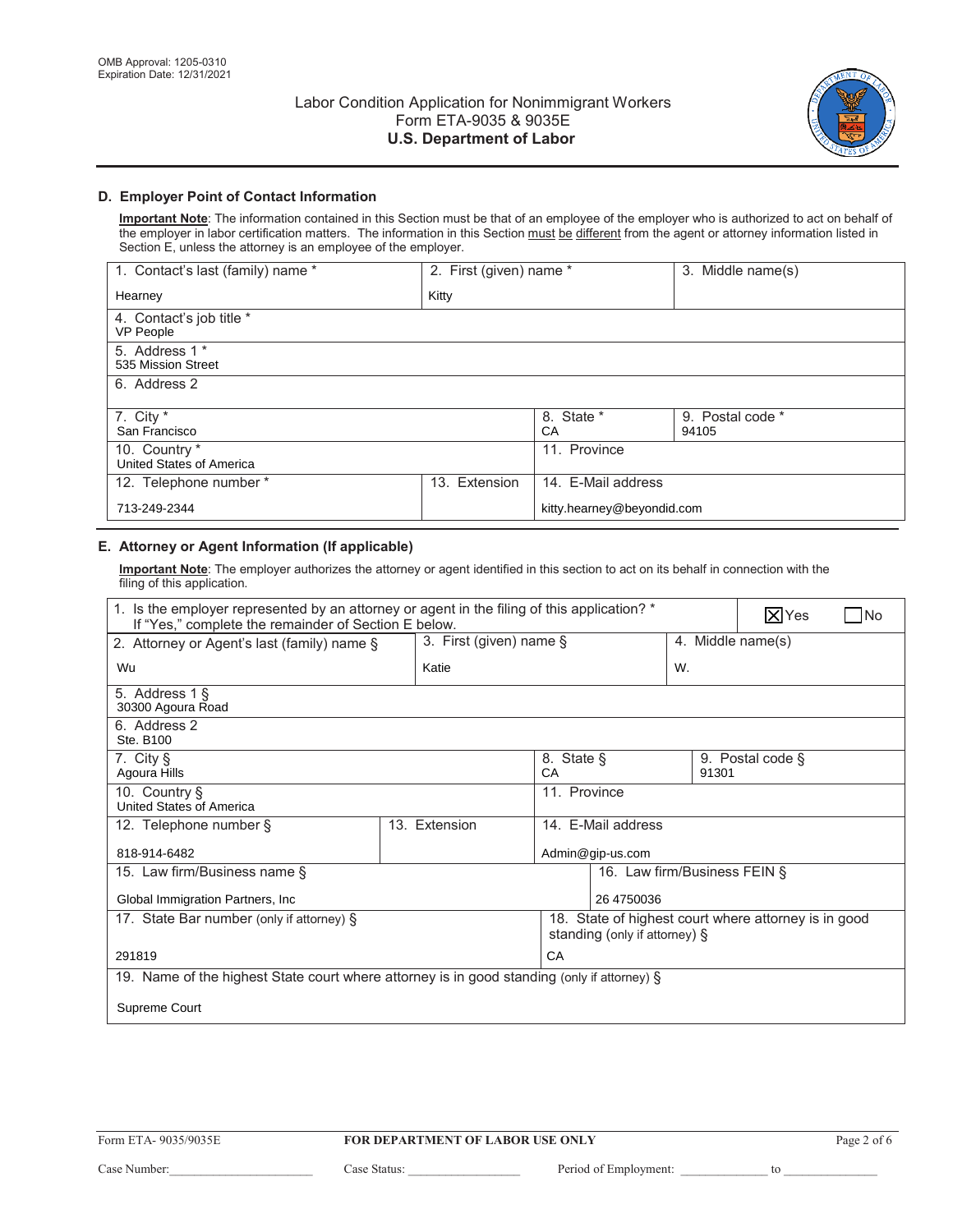OMB Approval: 1205-0310
Expiration Date: 12/31/2021

# Labor Condition Application for Nonimmigrant Workers
## Form ETA-9035 & 9035E
## **U.S. Department of Labor**

### D. Employer Point of Contact Information

**Important Note**: The information contained in this Section must be that of an employee of the employer who is authorized to act on behalf of the employer in labor certification matters. The information in this Section must be different from the agent or attorney information listed in Section E, unless the attorney is an employee of the employer.

| Field | Value |
|---|---|
| 1. Contact's last (family) name * | Hearney |
| 2. First (given) name * | Kitty |
| 3. Middle name(s) | |
| 4. Contact's job title * | VP People |
| 5. Address 1 * | 535 Mission Street |
| 6. Address 2 | |
| 7. City * | San Francisco |
| 8. State * | CA |
| 9. Postal code * | 94105 |
| 10. Country * | United States of America |
| 11. Province | |
| 12. Telephone number * | 713-249-2344 |
| 13. Extension | |
| 14. E-Mail address | kitty.hearney@beyondid.com |

### E. Attorney or Agent Information (If applicable)

**Important Note**: The employer authorizes the attorney or agent identified in this section to act on its behalf in connection with the filing of this application.

| Field | Value |
|---|---|
| 1. Is the employer represented by an attorney or agent in the filing of this application? * If "Yes," complete the remainder of Section E below. | ☒ Yes ☐ No |
| 2. Attorney or Agent's last (family) name § | Wu |
| 3. First (given) name § | Katie |
| 4. Middle name(s) | W. |
| 5. Address 1 § | 30300 Agoura Road |
| 6. Address 2 | Ste. B100 |
| 7. City § | Agoura Hills |
| 8. State § | CA |
| 9. Postal code § | 91301 |
| 10. Country § | United States of America |
| 11. Province | |
| 12. Telephone number § | 818-914-6482 |
| 13. Extension | |
| 14. E-Mail address | Admin@gip-us.com |
| 15. Law firm/Business name § | Global Immigration Partners, Inc |
| 16. Law firm/Business FEIN § | 26 4750036 |
| 17. State Bar number (only if attorney) § | 291819 |
| 18. State of highest court where attorney is in good standing (only if attorney) § | CA |
| 19. Name of the highest State court where attorney is in good standing (only if attorney) § | Supreme Court |

Form ETA- 9035/9035E — **FOR DEPARTMENT OF LABOR USE ONLY**

Case Number:\_\_\_\_\_\_\_\_\_\_\_\_ Case Status: \_\_\_\_\_\_\_\_\_\_\_\_ Period of Employment: \_\_\_\_\_\_\_\_\_\_\_\_ to \_\_\_\_\_\_\_\_\_\_\_\_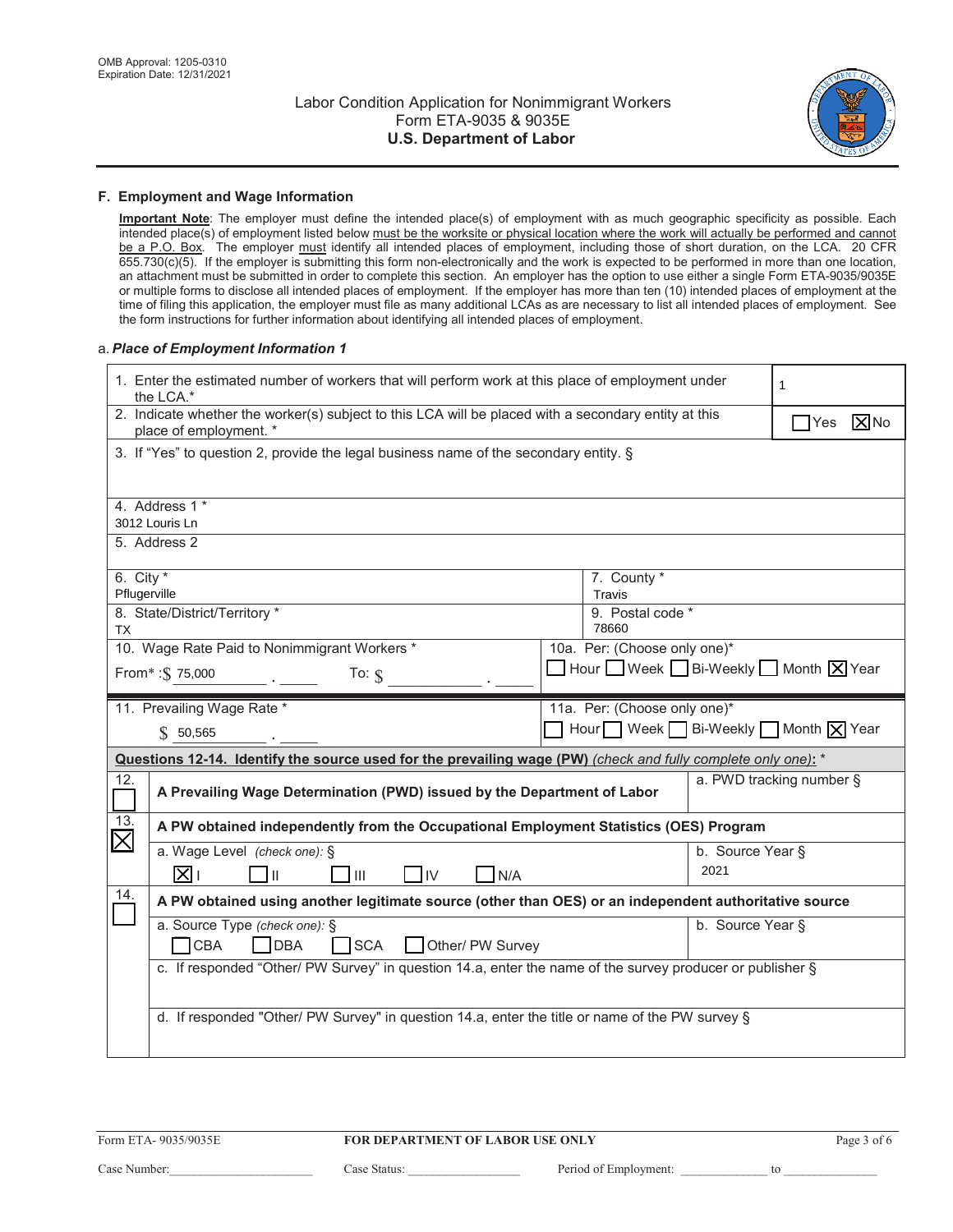OMB Approval: 1205-0310
Expiration Date: 12/31/2021

# Labor Condition Application for Nonimmigrant Workers
## Form ETA-9035 & 9035E
## U.S. Department of Labor

### F. Employment and Wage Information

**Important Note**: The employer must define the intended place(s) of employment with as much geographic specificity as possible. Each intended place(s) of employment listed below must be the worksite or physical location where the work will actually be performed and cannot be a P.O. Box. The employer must identify all intended places of employment, including those of short duration, on the LCA. 20 CFR 655.730(c)(5). If the employer is submitting this form non-electronically and the work is expected to be performed in more than one location, an attachment must be submitted in order to complete this section. An employer has the option to use either a single Form ETA-9035/9035E or multiple forms to disclose all intended places of employment. If the employer has more than ten (10) intended places of employment at the time of filing this application, the employer must file as many additional LCAs as are necessary to list all intended places of employment. See the form instructions for further information about identifying all intended places of employment.

a. ***Place of Employment Information 1***

| Field | Value |
|---|---|
| 1. Enter the estimated number of workers that will perform work at this place of employment under the LCA.* | 1 |
| 2. Indicate whether the worker(s) subject to this LCA will be placed with a secondary entity at this place of employment. * | ☐ Yes ☒ No |
| 3. If "Yes" to question 2, provide the legal business name of the secondary entity. § | |
| 4. Address 1 * | 3012 Louris Ln |
| 5. Address 2 | |
| 6. City * | Pflugerville |
| 7. County * | Travis |
| 8. State/District/Territory * | TX |
| 9. Postal code * | 78660 |
| 10. Wage Rate Paid to Nonimmigrant Workers * | From* : $ 75,000 . To: $ . |
| 10a. Per: (Choose only one)* | ☐ Hour ☐ Week ☐ Bi-Weekly ☐ Month ☒ Year |
| 11. Prevailing Wage Rate * | $ 50,565 . |
| 11a. Per: (Choose only one)* | ☐ Hour ☐ Week ☐ Bi-Weekly ☐ Month ☒ Year |

**Questions 12-14. Identify the source used for the prevailing wage (PW)** *(check and fully complete only one)*: *

| | | |
|---|---|---|
| 12. ☐ | **A Prevailing Wage Determination (PWD) issued by the Department of Labor** | a. PWD tracking number § |
| 13. ☒ | **A PW obtained independently from the Occupational Employment Statistics (OES) Program** | |
| | a. Wage Level *(check one)*: § ☒ I ☐ II ☐ III ☐ IV ☐ N/A | b. Source Year § 2021 |
| 14. ☐ | **A PW obtained using another legitimate source (other than OES) or an independent authoritative source** | |
| | a. Source Type *(check one)*: § ☐ CBA ☐ DBA ☐ SCA ☐ Other/ PW Survey | b. Source Year § |
| | c. If responded "Other/ PW Survey" in question 14.a, enter the name of the survey producer or publisher § | |
| | d. If responded "Other/ PW Survey" in question 14.a, enter the title or name of the PW survey § | |

Form ETA- 9035/9035E | **FOR DEPARTMENT OF LABOR USE ONLY**

Case Number:________ Case Status:________ Period of Employment:________ to ________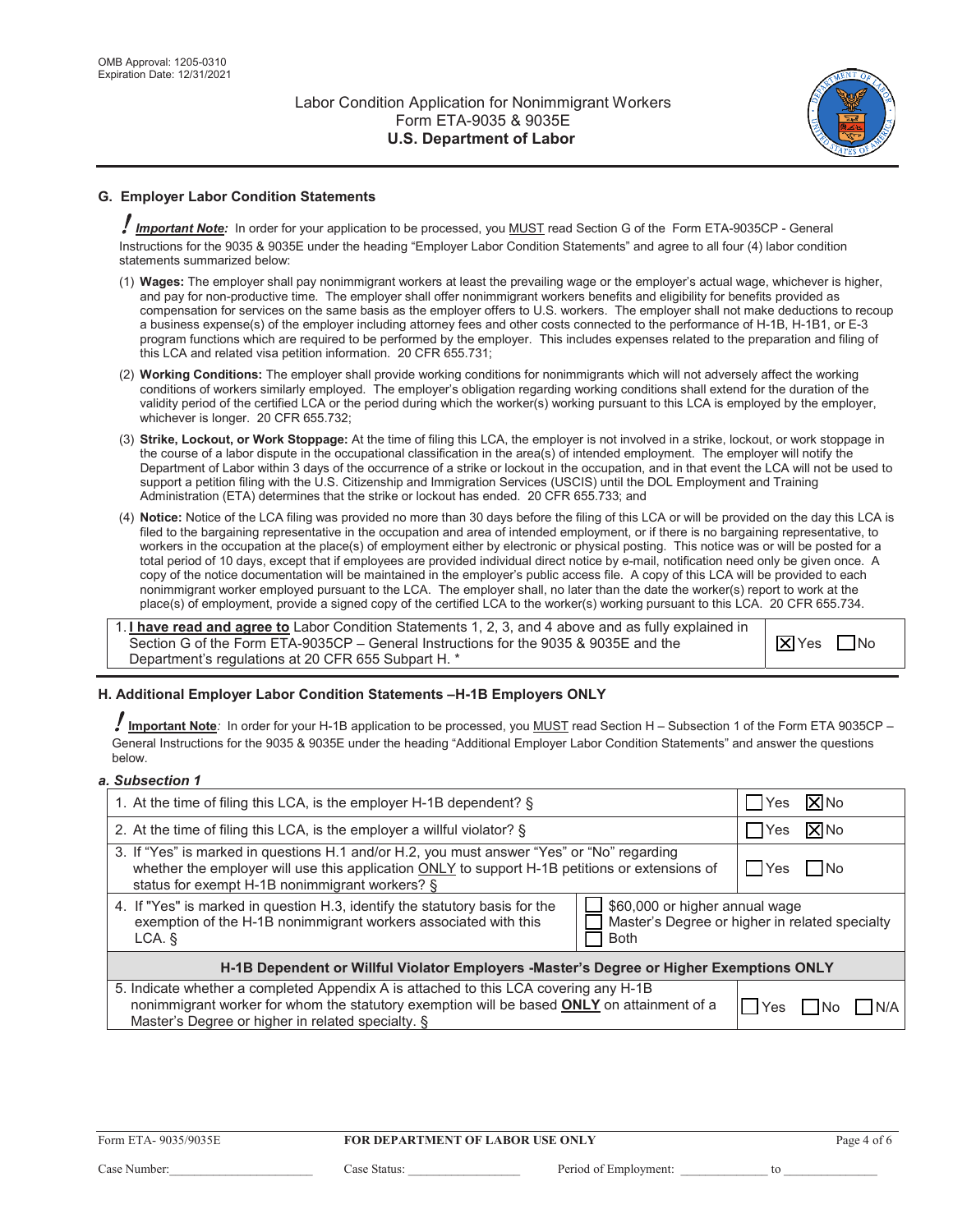OMB Approval: 1205-0310
Expiration Date: 12/31/2021

# Labor Condition Application for Nonimmigrant Workers
## Form ETA-9035 & 9035E
## **U.S. Department of Labor**

### G. Employer Labor Condition Statements

**!** ***Important Note:*** In order for your application to be processed, you MUST read Section G of the Form ETA-9035CP - General Instructions for the 9035 & 9035E under the heading "Employer Labor Condition Statements" and agree to all four (4) labor condition statements summarized below:

(1) **Wages:** The employer shall pay nonimmigrant workers at least the prevailing wage or the employer's actual wage, whichever is higher, and pay for non-productive time. The employer shall offer nonimmigrant workers benefits and eligibility for benefits provided as compensation for services on the same basis as the employer offers to U.S. workers. The employer shall not make deductions to recoup a business expense(s) of the employer including attorney fees and other costs connected to the performance of H-1B, H-1B1, or E-3 program functions which are required to be performed by the employer. This includes expenses related to the preparation and filing of this LCA and related visa petition information. 20 CFR 655.731;

(2) **Working Conditions:** The employer shall provide working conditions for nonimmigrants which will not adversely affect the working conditions of workers similarly employed. The employer's obligation regarding working conditions shall extend for the duration of the validity period of the certified LCA or the period during which the worker(s) working pursuant to this LCA is employed by the employer, whichever is longer. 20 CFR 655.732;

(3) **Strike, Lockout, or Work Stoppage:** At the time of filing this LCA, the employer is not involved in a strike, lockout, or work stoppage in the course of a labor dispute in the occupational classification in the area(s) of intended employment. The employer will notify the Department of Labor within 3 days of the occurrence of a strike or lockout in the occupation, and in that event the LCA will not be used to support a petition filing with the U.S. Citizenship and Immigration Services (USCIS) until the DOL Employment and Training Administration (ETA) determines that the strike or lockout has ended. 20 CFR 655.733; and

(4) **Notice:** Notice of the LCA filing was provided no more than 30 days before the filing of this LCA or will be provided on the day this LCA is filed to the bargaining representative in the occupation and area of intended employment, or if there is no bargaining representative, to workers in the occupation at the place(s) of employment either by electronic or physical posting. This notice was or will be posted for a total period of 10 days, except that if employees are provided individual direct notice by e-mail, notification need only be given once. A copy of the notice documentation will be maintained in the employer's public access file. A copy of this LCA will be provided to each nonimmigrant worker employed pursuant to the LCA. The employer shall, no later than the date the worker(s) report to work at the place(s) of employment, provide a signed copy of the certified LCA to the worker(s) working pursuant to this LCA. 20 CFR 655.734.

| | |
|---|---|
| 1. **I have read and agree to** Labor Condition Statements 1, 2, 3, and 4 above and as fully explained in Section G of the Form ETA-9035CP – General Instructions for the 9035 & 9035E and the Department's regulations at 20 CFR 655 Subpart H. * | ☒ Yes ☐ No |

### H. Additional Employer Labor Condition Statements –H-1B Employers ONLY

**!** **Important Note**: In order for your H-1B application to be processed, you MUST read Section H – Subsection 1 of the Form ETA 9035CP – General Instructions for the 9035 & 9035E under the heading "Additional Employer Labor Condition Statements" and answer the questions below.

***a. Subsection 1***

| | |
|---|---|
| 1. At the time of filing this LCA, is the employer H-1B dependent? § | ☐ Yes ☒ No |
| 2. At the time of filing this LCA, is the employer a willful violator? § | ☐ Yes ☒ No |
| 3. If "Yes" is marked in questions H.1 and/or H.2, you must answer "Yes" or "No" regarding whether the employer will use this application ONLY to support H-1B petitions or extensions of status for exempt H-1B nonimmigrant workers? § | ☐ Yes ☐ No |
| 4. If "Yes" is marked in question H.3, identify the statutory basis for the exemption of the H-1B nonimmigrant workers associated with this LCA. § | ☐ $60,000 or higher annual wage<br>☐ Master's Degree or higher in related specialty<br>☐ Both |
| **H-1B Dependent or Willful Violator Employers -Master's Degree or Higher Exemptions ONLY** | |
| 5. Indicate whether a completed Appendix A is attached to this LCA covering any H-1B nonimmigrant worker for whom the statutory exemption will be based **ONLY** on attainment of a Master's Degree or higher in related specialty. § | ☐ Yes ☐ No ☐ N/A |

Form ETA- 9035/9035E | **FOR DEPARTMENT OF LABOR USE ONLY**

Case Number:\_\_\_\_\_\_\_\_\_\_\_\_\_\_\_\_\_\_\_\_ Case Status: \_\_\_\_\_\_\_\_\_\_\_\_\_\_\_\_ Period of Employment: \_\_\_\_\_\_\_\_\_\_\_\_ to \_\_\_\_\_\_\_\_\_\_\_\_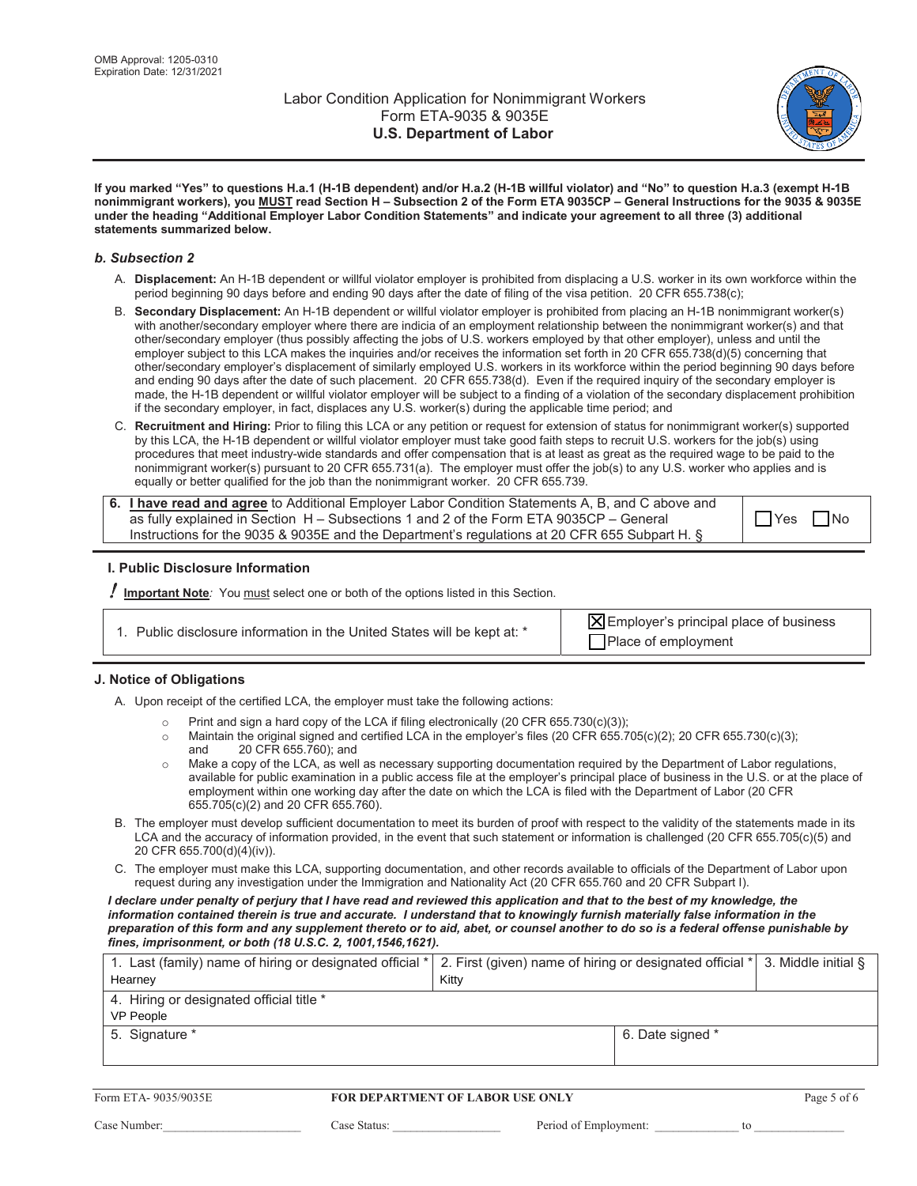OMB Approval: 1205-0310
Expiration Date: 12/31/2021

# Labor Condition Application for Nonimmigrant Workers
## Form ETA-9035 & 9035E
## U.S. Department of Labor

**If you marked "Yes" to questions H.a.1 (H-1B dependent) and/or H.a.2 (H-1B willful violator) and "No" to question H.a.3 (exempt H-1B nonimmigrant workers), you MUST read Section H – Subsection 2 of the Form ETA 9035CP – General Instructions for the 9035 & 9035E under the heading "Additional Employer Labor Condition Statements" and indicate your agreement to all three (3) additional statements summarized below.**

### *b. Subsection 2*

A. **Displacement:** An H-1B dependent or willful violator employer is prohibited from displacing a U.S. worker in its own workforce within the period beginning 90 days before and ending 90 days after the date of filing of the visa petition. 20 CFR 655.738(c);

B. **Secondary Displacement:** An H-1B dependent or willful violator employer is prohibited from placing an H-1B nonimmigrant worker(s) with another/secondary employer where there are indicia of an employment relationship between the nonimmigrant worker(s) and that other/secondary employer (thus possibly affecting the jobs of U.S. workers employed by that other employer), unless and until the employer subject to this LCA makes the inquiries and/or receives the information set forth in 20 CFR 655.738(d)(5) concerning that other/secondary employer's displacement of similarly employed U.S. workers in its workforce within the period beginning 90 days before and ending 90 days after the date of such placement. 20 CFR 655.738(d). Even if the required inquiry of the secondary employer is made, the H-1B dependent or willful violator employer will be subject to a finding of a violation of the secondary displacement prohibition if the secondary employer, in fact, displaces any U.S. worker(s) during the applicable time period; and

C. **Recruitment and Hiring:** Prior to filing this LCA or any petition or request for extension of status for nonimmigrant worker(s) supported by this LCA, the H-1B dependent or willful violator employer must take good faith steps to recruit U.S. workers for the job(s) using procedures that meet industry-wide standards and offer compensation that is at least as great as the required wage to be paid to the nonimmigrant worker(s) pursuant to 20 CFR 655.731(a). The employer must offer the job(s) to any U.S. worker who applies and is equally or better qualified for the job than the nonimmigrant worker. 20 CFR 655.739.

| | |
|---|---|
| **6. I have read and agree** to Additional Employer Labor Condition Statements A, B, and C above and as fully explained in Section H – Subsections 1 and 2 of the Form ETA 9035CP – General Instructions for the 9035 & 9035E and the Department's regulations at 20 CFR 655 Subpart H. § | ☐ Yes ☐ No |

### I. Public Disclosure Information

**! Important Note**: You must select one or both of the options listed in this Section.

| | |
|---|---|
| 1. Public disclosure information in the United States will be kept at: * | ☒ Employer's principal place of business<br>☐ Place of employment |

### J. Notice of Obligations

A. Upon receipt of the certified LCA, the employer must take the following actions:

- Print and sign a hard copy of the LCA if filing electronically (20 CFR 655.730(c)(3));
- Maintain the original signed and certified LCA in the employer's files (20 CFR 655.705(c)(2); 20 CFR 655.730(c)(3); and 20 CFR 655.760); and
- Make a copy of the LCA, as well as necessary supporting documentation required by the Department of Labor regulations, available for public examination in a public access file at the employer's principal place of business in the U.S. or at the place of employment within one working day after the date on which the LCA is filed with the Department of Labor (20 CFR 655.705(c)(2) and 20 CFR 655.760).

B. The employer must develop sufficient documentation to meet its burden of proof with respect to the validity of the statements made in its LCA and the accuracy of information provided, in the event that such statement or information is challenged (20 CFR 655.705(c)(5) and 20 CFR 655.700(d)(4)(iv)).

C. The employer must make this LCA, supporting documentation, and other records available to officials of the Department of Labor upon request during any investigation under the Immigration and Nationality Act (20 CFR 655.760 and 20 CFR Subpart I).

***I declare under penalty of perjury that I have read and reviewed this application and that to the best of my knowledge, the information contained therein is true and accurate. I understand that to knowingly furnish materially false information in the preparation of this form and any supplement thereto or to aid, abet, or counsel another to do so is a federal offense punishable by fines, imprisonment, or both (18 U.S.C. 2, 1001,1546,1621).***

| 1. Last (family) name of hiring or designated official * | 2. First (given) name of hiring or designated official * | 3. Middle initial § |
|---|---|---|
| Hearney | Kitty | |
| 4. Hiring or designated official title * | | |
| VP People | | |
| 5. Signature * | 6. Date signed * | |
| | | |

Form ETA- 9035/9035E — **FOR DEPARTMENT OF LABOR USE ONLY**

Case Number:______________ Case Status: ______________ Period of Employment: ______________ to ______________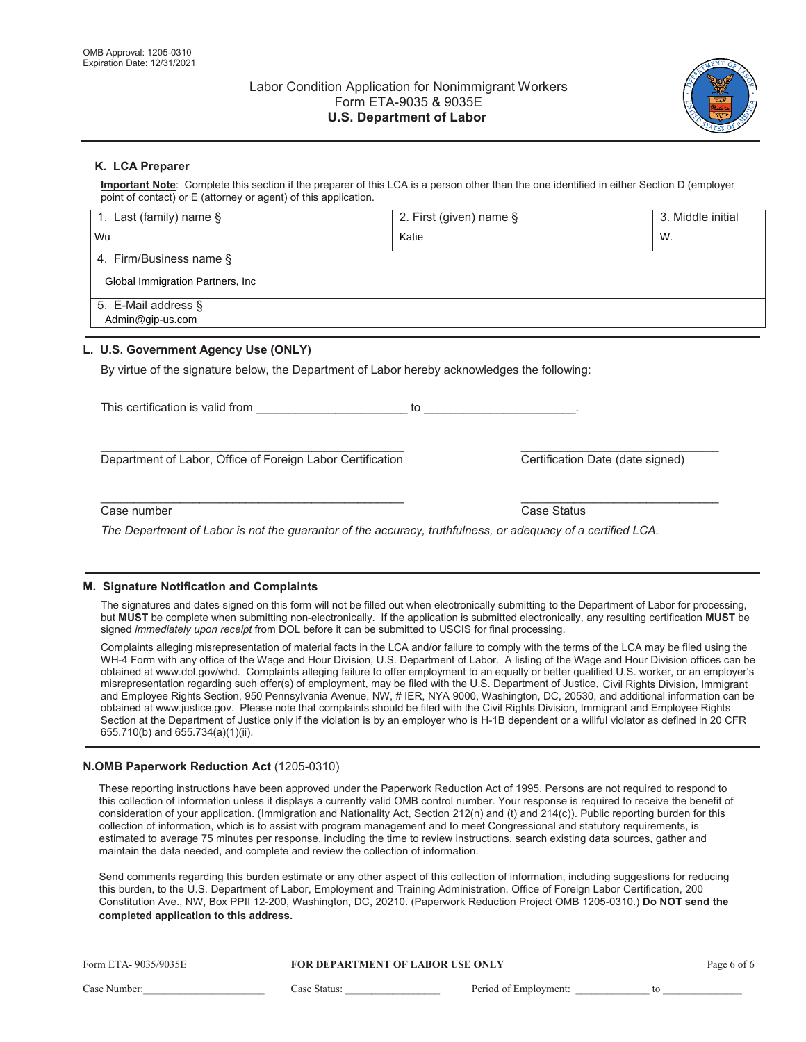OMB Approval: 1205-0310
Expiration Date: 12/31/2021

# Labor Condition Application for Nonimmigrant Workers
# Form ETA-9035 & 9035E
# U.S. Department of Labor

## K. LCA Preparer

**Important Note**: Complete this section if the preparer of this LCA is a person other than the one identified in either Section D (employer point of contact) or E (attorney or agent) of this application.

| 1. Last (family) name § | 2. First (given) name § | 3. Middle initial |
|---|---|---|
| Wu | Katie | W. |
| 4. Firm/Business name § | | |
| Global Immigration Partners, Inc | | |
| 5. E-Mail address § | | |
| Admin@gip-us.com | | |

## L. U.S. Government Agency Use (ONLY)

By virtue of the signature below, the Department of Labor hereby acknowledges the following:

This certification is valid from ______________________ to ______________________.

_______________________________________________ &nbsp;&nbsp;&nbsp;&nbsp; ______________________________
Department of Labor, Office of Foreign Labor Certification &nbsp;&nbsp;&nbsp;&nbsp; Certification Date (date signed)

_______________________________________________ &nbsp;&nbsp;&nbsp;&nbsp; ______________________________
Case number &nbsp;&nbsp;&nbsp;&nbsp; Case Status

*The Department of Labor is not the guarantor of the accuracy, truthfulness, or adequacy of a certified LCA.*

## M. Signature Notification and Complaints

The signatures and dates signed on this form will not be filled out when electronically submitting to the Department of Labor for processing, but **MUST** be complete when submitting non-electronically. If the application is submitted electronically, any resulting certification **MUST** be signed *immediately upon receipt* from DOL before it can be submitted to USCIS for final processing.

Complaints alleging misrepresentation of material facts in the LCA and/or failure to comply with the terms of the LCA may be filed using the WH-4 Form with any office of the Wage and Hour Division, U.S. Department of Labor. A listing of the Wage and Hour Division offices can be obtained at www.dol.gov/whd. Complaints alleging failure to offer employment to an equally or better qualified U.S. worker, or an employer's misrepresentation regarding such offer(s) of employment, may be filed with the U.S. Department of Justice, Civil Rights Division, Immigrant and Employee Rights Section, 950 Pennsylvania Avenue, NW, # IER, NYA 9000, Washington, DC, 20530, and additional information can be obtained at www.justice.gov. Please note that complaints should be filed with the Civil Rights Division, Immigrant and Employee Rights Section at the Department of Justice only if the violation is by an employer who is H-1B dependent or a willful violator as defined in 20 CFR 655.710(b) and 655.734(a)(1)(ii).

## N. OMB Paperwork Reduction Act (1205-0310)

These reporting instructions have been approved under the Paperwork Reduction Act of 1995. Persons are not required to respond to this collection of information unless it displays a currently valid OMB control number. Your response is required to receive the benefit of consideration of your application. (Immigration and Nationality Act, Section 212(n) and (t) and 214(c)). Public reporting burden for this collection of information, which is to assist with program management and to meet Congressional and statutory requirements, is estimated to average 75 minutes per response, including the time to review instructions, search existing data sources, gather and maintain the data needed, and complete and review the collection of information.

Send comments regarding this burden estimate or any other aspect of this collection of information, including suggestions for reducing this burden, to the U.S. Department of Labor, Employment and Training Administration, Office of Foreign Labor Certification, 200 Constitution Ave., NW, Box PPII 12-200, Washington, DC, 20210. (Paperwork Reduction Project OMB 1205-0310.) **Do NOT send the completed application to this address.**

Form ETA- 9035/9035E &nbsp;&nbsp;&nbsp;&nbsp; **FOR DEPARTMENT OF LABOR USE ONLY**

Case Number:______________________ &nbsp;&nbsp; Case Status: _________________ &nbsp;&nbsp; Period of Employment: _____________ to ______________